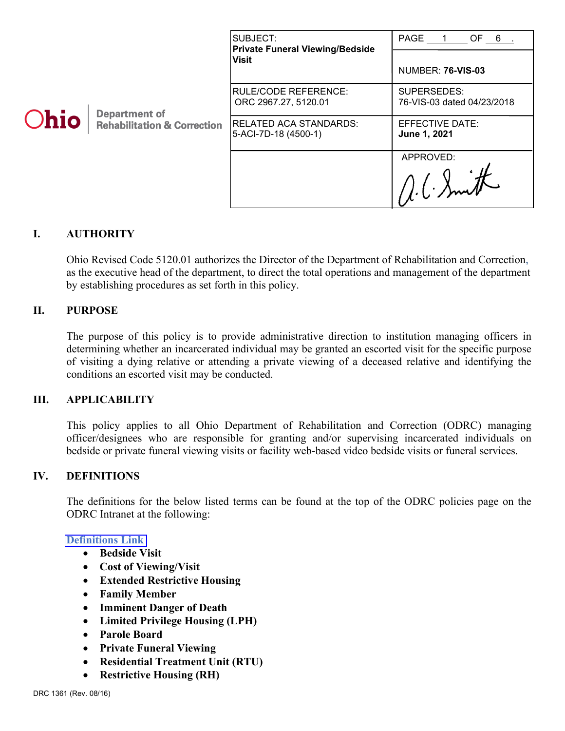| Ohio Department of Rehabilitation & Correction | SUBJECT: **Private Funeral Viewing/Bedside Visit** | PAGE 1 OF 6 . NUMBER: **76-VIS-03** |
|---|---|---|
| | RULE/CODE REFERENCE: ORC 2967.27, 5120.01 | SUPERSEDES: 76-VIS-03 dated 04/23/2018 |
| | RELATED ACA STANDARDS: 5-ACI-7D-18 (4500-1) | EFFECTIVE DATE: **June 1, 2021** |
| | | APPROVED: A.C. Smith |

## I. AUTHORITY

Ohio Revised Code 5120.01 authorizes the Director of the Department of Rehabilitation and Correction, as the executive head of the department, to direct the total operations and management of the department by establishing procedures as set forth in this policy.

## II. PURPOSE

The purpose of this policy is to provide administrative direction to institution managing officers in determining whether an incarcerated individual may be granted an escorted visit for the specific purpose of visiting a dying relative or attending a private viewing of a deceased relative and identifying the conditions an escorted visit may be conducted.

## III. APPLICABILITY

This policy applies to all Ohio Department of Rehabilitation and Correction (ODRC) managing officer/designees who are responsible for granting and/or supervising incarcerated individuals on bedside or private funeral viewing visits or facility web-based video bedside visits or funeral services.

## IV. DEFINITIONS

The definitions for the below listed terms can be found at the top of the ODRC policies page on the ODRC Intranet at the following:

Definitions Link

- **Bedside Visit**
- **Cost of Viewing/Visit**
- **Extended Restrictive Housing**
- **Family Member**
- **Imminent Danger of Death**
- **Limited Privilege Housing (LPH)**
- **Parole Board**
- **Private Funeral Viewing**
- **Residential Treatment Unit (RTU)**
- **Restrictive Housing (RH)**

DRC 1361 (Rev. 08/16)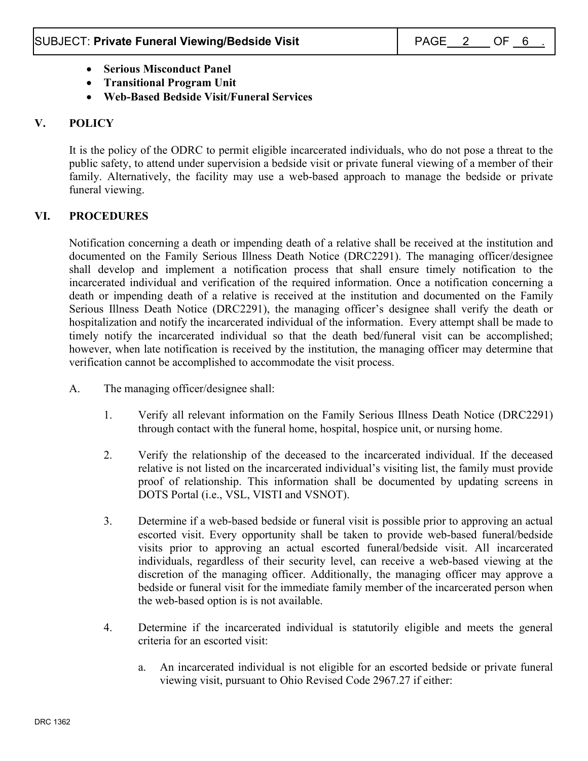- **Serious Misconduct Panel**
- **Transitional Program Unit**
- **Web-Based Bedside Visit/Funeral Services**

## V. POLICY

It is the policy of the ODRC to permit eligible incarcerated individuals, who do not pose a threat to the public safety, to attend under supervision a bedside visit or private funeral viewing of a member of their family. Alternatively, the facility may use a web-based approach to manage the bedside or private funeral viewing.

## VI. PROCEDURES

Notification concerning a death or impending death of a relative shall be received at the institution and documented on the Family Serious Illness Death Notice (DRC2291). The managing officer/designee shall develop and implement a notification process that shall ensure timely notification to the incarcerated individual and verification of the required information. Once a notification concerning a death or impending death of a relative is received at the institution and documented on the Family Serious Illness Death Notice (DRC2291), the managing officer's designee shall verify the death or hospitalization and notify the incarcerated individual of the information. Every attempt shall be made to timely notify the incarcerated individual so that the death bed/funeral visit can be accomplished; however, when late notification is received by the institution, the managing officer may determine that verification cannot be accomplished to accommodate the visit process.

A. The managing officer/designee shall:

1. Verify all relevant information on the Family Serious Illness Death Notice (DRC2291) through contact with the funeral home, hospital, hospice unit, or nursing home.

2. Verify the relationship of the deceased to the incarcerated individual. If the deceased relative is not listed on the incarcerated individual's visiting list, the family must provide proof of relationship. This information shall be documented by updating screens in DOTS Portal (i.e., VSL, VISTI and VSNOT).

3. Determine if a web-based bedside or funeral visit is possible prior to approving an actual escorted visit. Every opportunity shall be taken to provide web-based funeral/bedside visits prior to approving an actual escorted funeral/bedside visit. All incarcerated individuals, regardless of their security level, can receive a web-based viewing at the discretion of the managing officer. Additionally, the managing officer may approve a bedside or funeral visit for the immediate family member of the incarcerated person when the web-based option is is not available.

4. Determine if the incarcerated individual is statutorily eligible and meets the general criteria for an escorted visit:

   a. An incarcerated individual is not eligible for an escorted bedside or private funeral viewing visit, pursuant to Ohio Revised Code 2967.27 if either: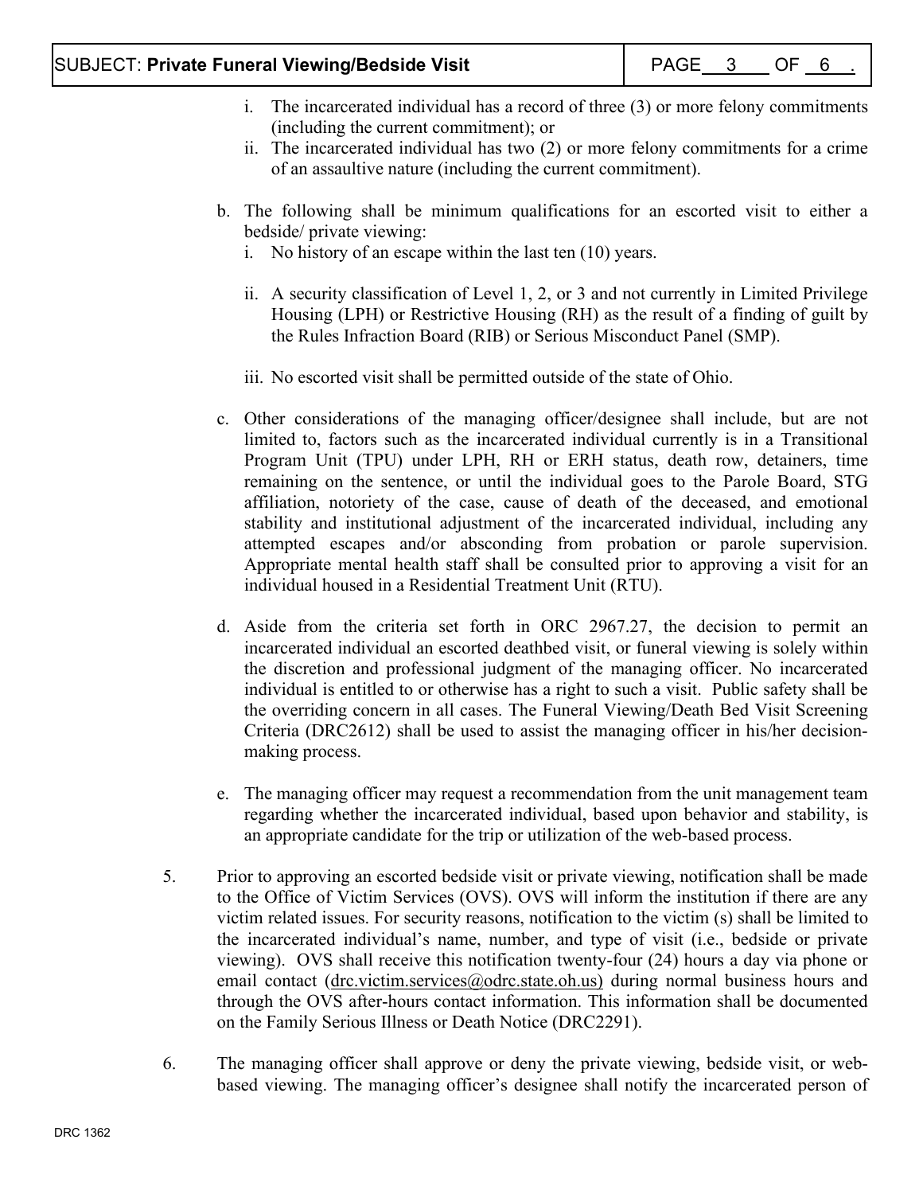i. The incarcerated individual has a record of three (3) or more felony commitments (including the current commitment); or
ii. The incarcerated individual has two (2) or more felony commitments for a crime of an assaultive nature (including the current commitment).

b. The following shall be minimum qualifications for an escorted visit to either a bedside/ private viewing:
   i. No history of an escape within the last ten (10) years.

   ii. A security classification of Level 1, 2, or 3 and not currently in Limited Privilege Housing (LPH) or Restrictive Housing (RH) as the result of a finding of guilt by the Rules Infraction Board (RIB) or Serious Misconduct Panel (SMP).

   iii. No escorted visit shall be permitted outside of the state of Ohio.

c. Other considerations of the managing officer/designee shall include, but are not limited to, factors such as the incarcerated individual currently is in a Transitional Program Unit (TPU) under LPH, RH or ERH status, death row, detainers, time remaining on the sentence, or until the individual goes to the Parole Board, STG affiliation, notoriety of the case, cause of death of the deceased, and emotional stability and institutional adjustment of the incarcerated individual, including any attempted escapes and/or absconding from probation or parole supervision. Appropriate mental health staff shall be consulted prior to approving a visit for an individual housed in a Residential Treatment Unit (RTU).

d. Aside from the criteria set forth in ORC 2967.27, the decision to permit an incarcerated individual an escorted deathbed visit, or funeral viewing is solely within the discretion and professional judgment of the managing officer. No incarcerated individual is entitled to or otherwise has a right to such a visit. Public safety shall be the overriding concern in all cases. The Funeral Viewing/Death Bed Visit Screening Criteria (DRC2612) shall be used to assist the managing officer in his/her decision-making process.

e. The managing officer may request a recommendation from the unit management team regarding whether the incarcerated individual, based upon behavior and stability, is an appropriate candidate for the trip or utilization of the web-based process.

5. Prior to approving an escorted bedside visit or private viewing, notification shall be made to the Office of Victim Services (OVS). OVS will inform the institution if there are any victim related issues. For security reasons, notification to the victim (s) shall be limited to the incarcerated individual's name, number, and type of visit (i.e., bedside or private viewing). OVS shall receive this notification twenty-four (24) hours a day via phone or email contact (drc.victim.services@odrc.state.oh.us) during normal business hours and through the OVS after-hours contact information. This information shall be documented on the Family Serious Illness or Death Notice (DRC2291).

6. The managing officer shall approve or deny the private viewing, bedside visit, or web-based viewing. The managing officer's designee shall notify the incarcerated person of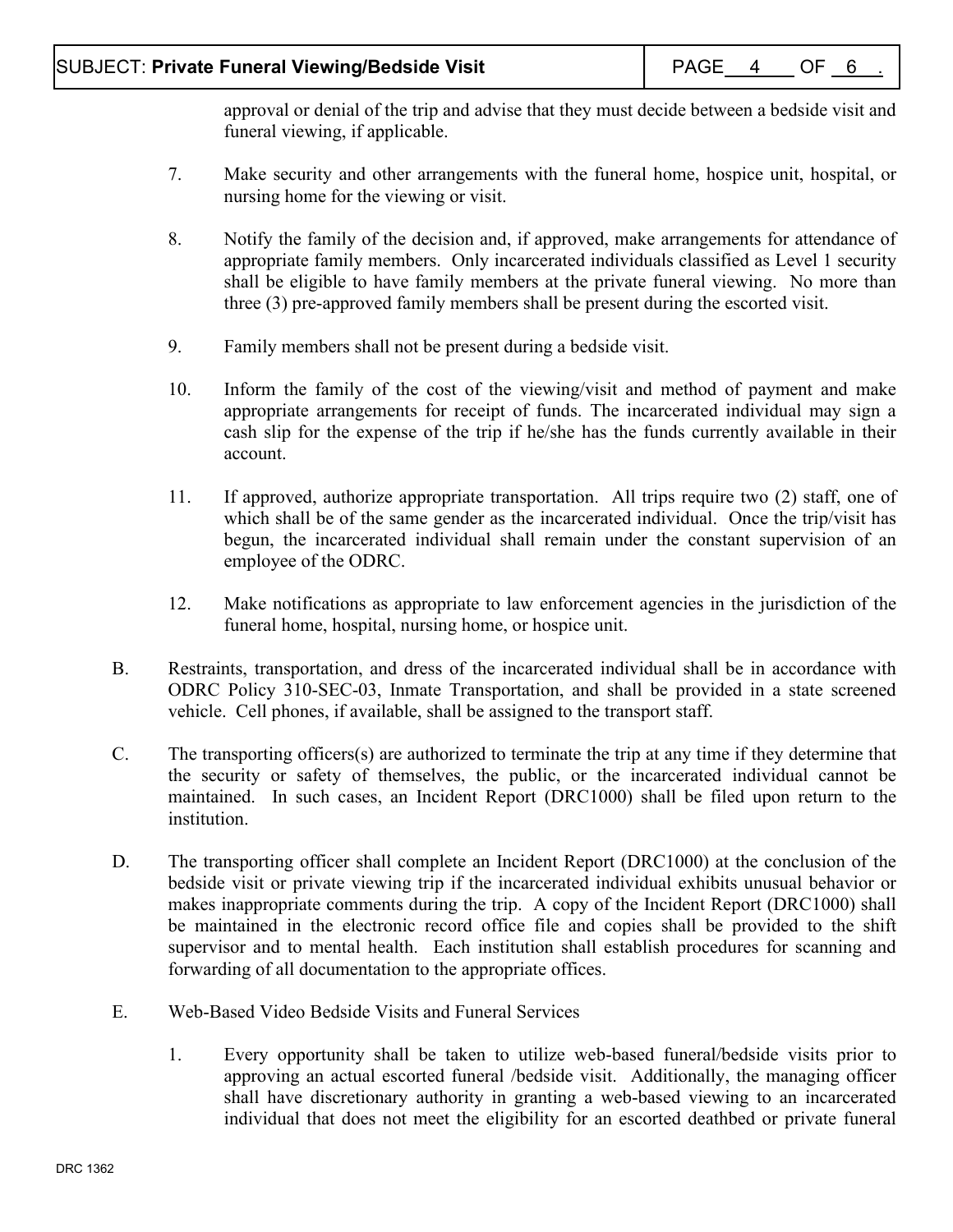approval or denial of the trip and advise that they must decide between a bedside visit and funeral viewing, if applicable.

7. Make security and other arrangements with the funeral home, hospice unit, hospital, or nursing home for the viewing or visit.

8. Notify the family of the decision and, if approved, make arrangements for attendance of appropriate family members. Only incarcerated individuals classified as Level 1 security shall be eligible to have family members at the private funeral viewing. No more than three (3) pre-approved family members shall be present during the escorted visit.

9. Family members shall not be present during a bedside visit.

10. Inform the family of the cost of the viewing/visit and method of payment and make appropriate arrangements for receipt of funds. The incarcerated individual may sign a cash slip for the expense of the trip if he/she has the funds currently available in their account.

11. If approved, authorize appropriate transportation. All trips require two (2) staff, one of which shall be of the same gender as the incarcerated individual. Once the trip/visit has begun, the incarcerated individual shall remain under the constant supervision of an employee of the ODRC.

12. Make notifications as appropriate to law enforcement agencies in the jurisdiction of the funeral home, hospital, nursing home, or hospice unit.

B. Restraints, transportation, and dress of the incarcerated individual shall be in accordance with ODRC Policy 310-SEC-03, Inmate Transportation, and shall be provided in a state screened vehicle. Cell phones, if available, shall be assigned to the transport staff.

C. The transporting officers(s) are authorized to terminate the trip at any time if they determine that the security or safety of themselves, the public, or the incarcerated individual cannot be maintained. In such cases, an Incident Report (DRC1000) shall be filed upon return to the institution.

D. The transporting officer shall complete an Incident Report (DRC1000) at the conclusion of the bedside visit or private viewing trip if the incarcerated individual exhibits unusual behavior or makes inappropriate comments during the trip. A copy of the Incident Report (DRC1000) shall be maintained in the electronic record office file and copies shall be provided to the shift supervisor and to mental health. Each institution shall establish procedures for scanning and forwarding of all documentation to the appropriate offices.

E. Web-Based Video Bedside Visits and Funeral Services

1. Every opportunity shall be taken to utilize web-based funeral/bedside visits prior to approving an actual escorted funeral /bedside visit. Additionally, the managing officer shall have discretionary authority in granting a web-based viewing to an incarcerated individual that does not meet the eligibility for an escorted deathbed or private funeral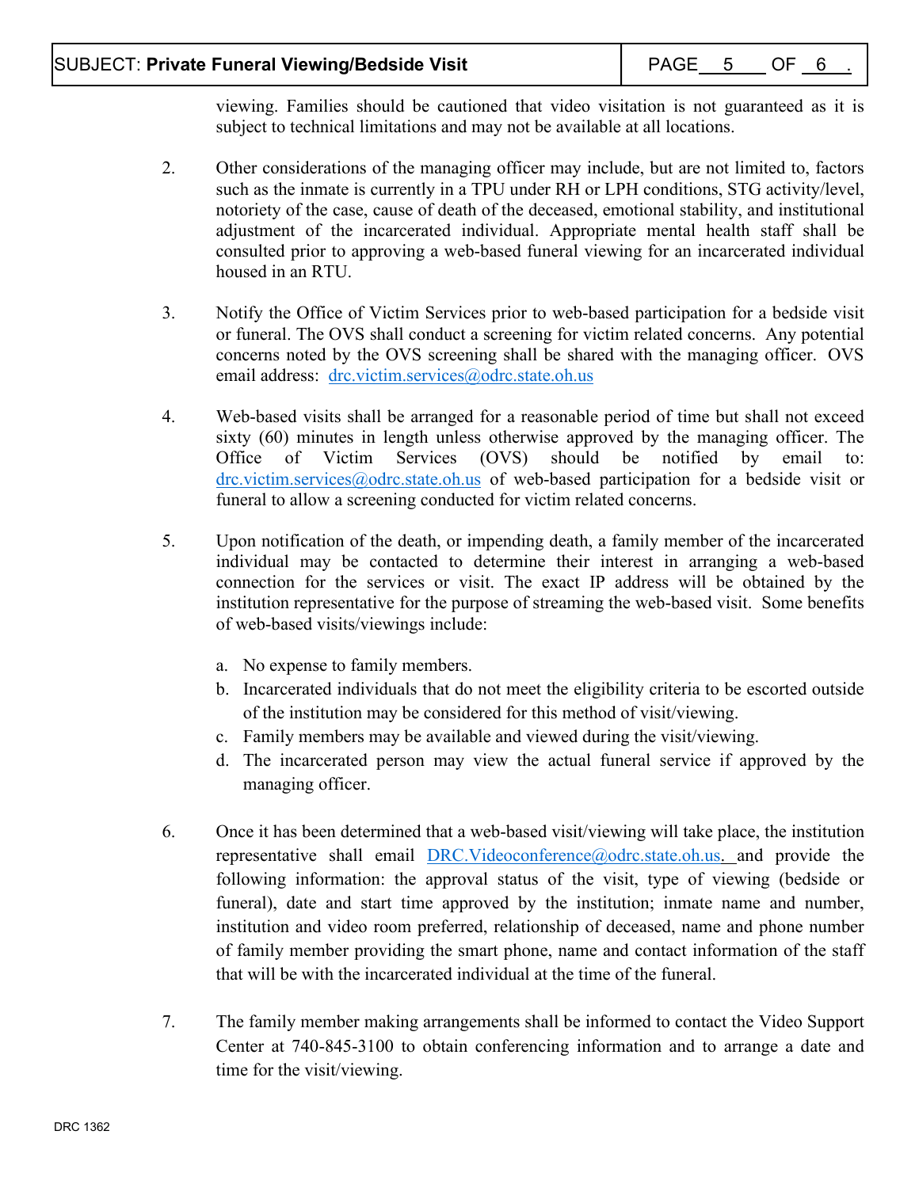viewing. Families should be cautioned that video visitation is not guaranteed as it is subject to technical limitations and may not be available at all locations.

2. Other considerations of the managing officer may include, but are not limited to, factors such as the inmate is currently in a TPU under RH or LPH conditions, STG activity/level, notoriety of the case, cause of death of the deceased, emotional stability, and institutional adjustment of the incarcerated individual. Appropriate mental health staff shall be consulted prior to approving a web-based funeral viewing for an incarcerated individual housed in an RTU.

3. Notify the Office of Victim Services prior to web-based participation for a bedside visit or funeral. The OVS shall conduct a screening for victim related concerns. Any potential concerns noted by the OVS screening shall be shared with the managing officer. OVS email address: drc.victim.services@odrc.state.oh.us

4. Web-based visits shall be arranged for a reasonable period of time but shall not exceed sixty (60) minutes in length unless otherwise approved by the managing officer. The Office of Victim Services (OVS) should be notified by email to: drc.victim.services@odrc.state.oh.us of web-based participation for a bedside visit or funeral to allow a screening conducted for victim related concerns.

5. Upon notification of the death, or impending death, a family member of the incarcerated individual may be contacted to determine their interest in arranging a web-based connection for the services or visit. The exact IP address will be obtained by the institution representative for the purpose of streaming the web-based visit. Some benefits of web-based visits/viewings include:

   a. No expense to family members.
   b. Incarcerated individuals that do not meet the eligibility criteria to be escorted outside of the institution may be considered for this method of visit/viewing.
   c. Family members may be available and viewed during the visit/viewing.
   d. The incarcerated person may view the actual funeral service if approved by the managing officer.

6. Once it has been determined that a web-based visit/viewing will take place, the institution representative shall email DRC.Videoconference@odrc.state.oh.us. and provide the following information: the approval status of the visit, type of viewing (bedside or funeral), date and start time approved by the institution; inmate name and number, institution and video room preferred, relationship of deceased, name and phone number of family member providing the smart phone, name and contact information of the staff that will be with the incarcerated individual at the time of the funeral.

7. The family member making arrangements shall be informed to contact the Video Support Center at 740-845-3100 to obtain conferencing information and to arrange a date and time for the visit/viewing.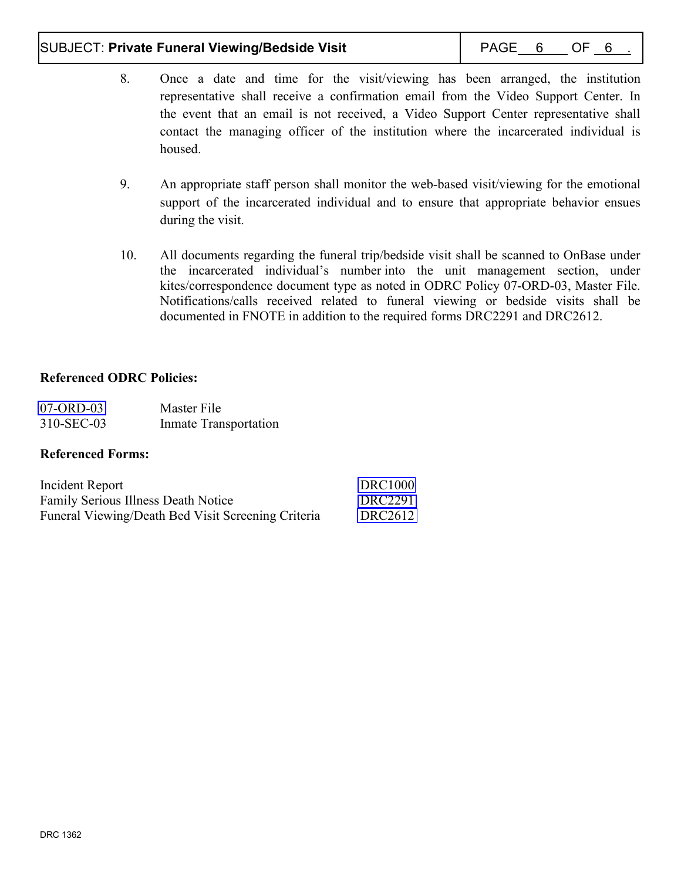8. Once a date and time for the visit/viewing has been arranged, the institution representative shall receive a confirmation email from the Video Support Center. In the event that an email is not received, a Video Support Center representative shall contact the managing officer of the institution where the incarcerated individual is housed.

9. An appropriate staff person shall monitor the web-based visit/viewing for the emotional support of the incarcerated individual and to ensure that appropriate behavior ensues during the visit.

10. All documents regarding the funeral trip/bedside visit shall be scanned to OnBase under the incarcerated individual's number into the unit management section, under kites/correspondence document type as noted in ODRC Policy 07-ORD-03, Master File. Notifications/calls received related to funeral viewing or bedside visits shall be documented in FNOTE in addition to the required forms DRC2291 and DRC2612.

**Referenced ODRC Policies:**

| | |
|---|---|
| 07-ORD-03 | Master File |
| 310-SEC-03 | Inmate Transportation |

**Referenced Forms:**

| | |
|---|---|
| Incident Report | DRC1000 |
| Family Serious Illness Death Notice | DRC2291 |
| Funeral Viewing/Death Bed Visit Screening Criteria | DRC2612 |